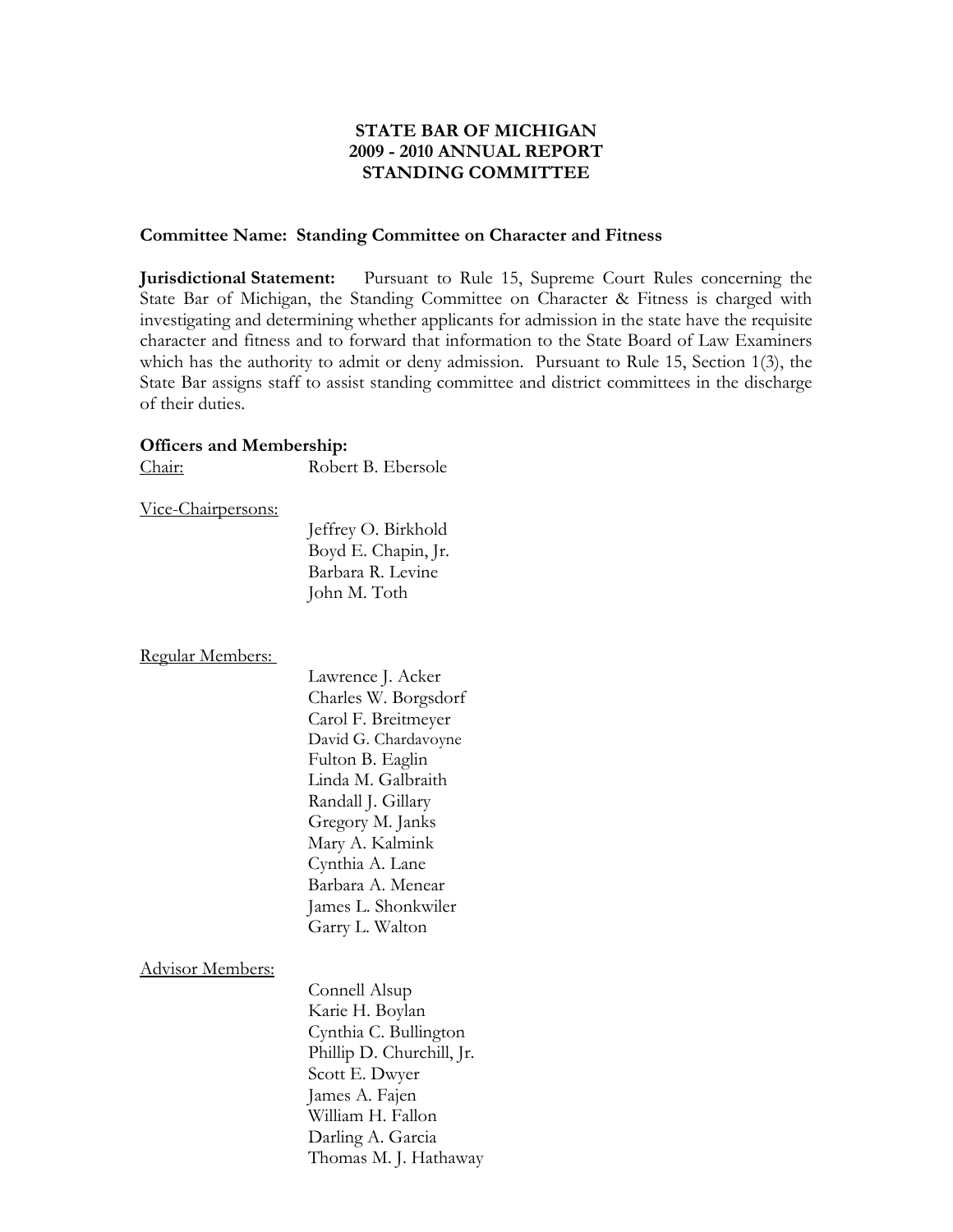**STATE BAR OF MICHIGAN**
**2009 - 2010 ANNUAL REPORT**
**STANDING COMMITTEE**

**Committee Name: Standing Committee on Character and Fitness**

**Jurisdictional Statement:** Pursuant to Rule 15, Supreme Court Rules concerning the State Bar of Michigan, the Standing Committee on Character & Fitness is charged with investigating and determining whether applicants for admission in the state have the requisite character and fitness and to forward that information to the State Board of Law Examiners which has the authority to admit or deny admission. Pursuant to Rule 15, Section 1(3), the State Bar assigns staff to assist standing committee and district committees in the discharge of their duties.

**Officers and Membership:**

Chair: Robert B. Ebersole

Vice-Chairpersons:

- Jeffrey O. Birkhold
- Boyd E. Chapin, Jr.
- Barbara R. Levine
- John M. Toth

Regular Members:

- Lawrence J. Acker
- Charles W. Borgsdorf
- Carol F. Breitmeyer
- David G. Chardavoyne
- Fulton B. Eaglin
- Linda M. Galbraith
- Randall J. Gillary
- Gregory M. Janks
- Mary A. Kalmink
- Cynthia A. Lane
- Barbara A. Menear
- James L. Shonkwiler
- Garry L. Walton

Advisor Members:

- Connell Alsup
- Karie H. Boylan
- Cynthia C. Bullington
- Phillip D. Churchill, Jr.
- Scott E. Dwyer
- James A. Fajen
- William H. Fallon
- Darling A. Garcia
- Thomas M. J. Hathaway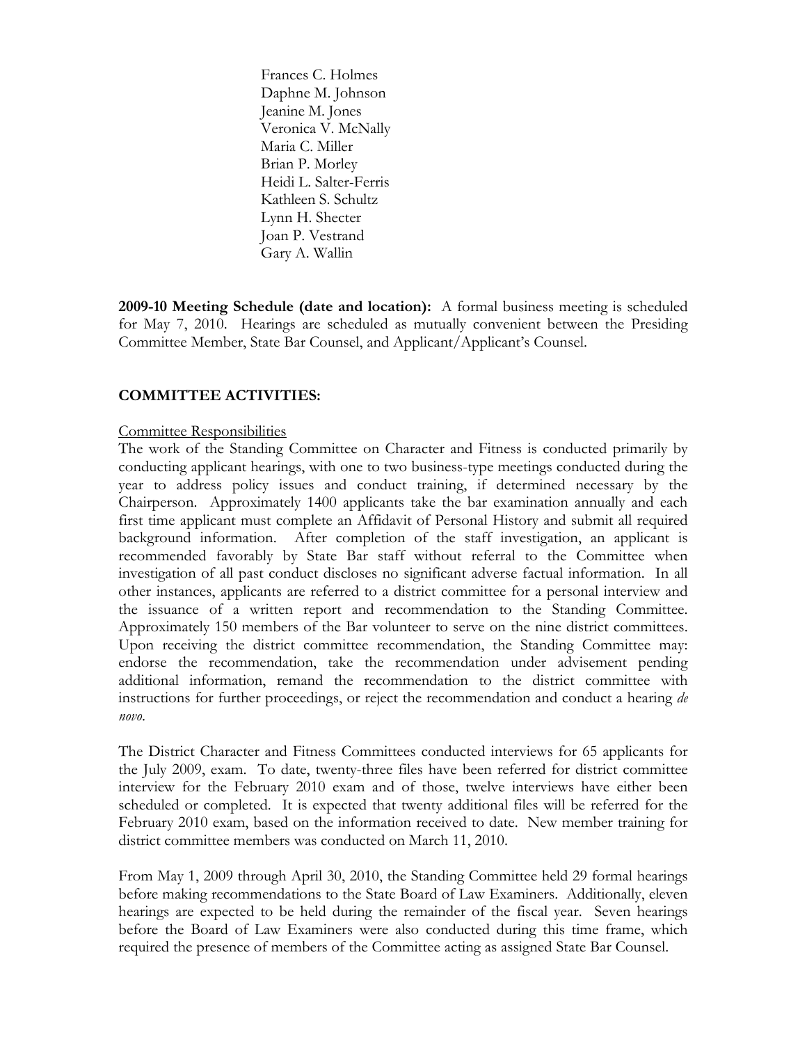Frances C. Holmes
Daphne M. Johnson
Jeanine M. Jones
Veronica V. McNally
Maria C. Miller
Brian P. Morley
Heidi L. Salter-Ferris
Kathleen S. Schultz
Lynn H. Shecter
Joan P. Vestrand
Gary A. Wallin

**2009-10 Meeting Schedule (date and location):** A formal business meeting is scheduled for May 7, 2010. Hearings are scheduled as mutually convenient between the Presiding Committee Member, State Bar Counsel, and Applicant/Applicant's Counsel.

**COMMITTEE ACTIVITIES:**

Committee Responsibilities

The work of the Standing Committee on Character and Fitness is conducted primarily by conducting applicant hearings, with one to two business-type meetings conducted during the year to address policy issues and conduct training, if determined necessary by the Chairperson. Approximately 1400 applicants take the bar examination annually and each first time applicant must complete an Affidavit of Personal History and submit all required background information. After completion of the staff investigation, an applicant is recommended favorably by State Bar staff without referral to the Committee when investigation of all past conduct discloses no significant adverse factual information. In all other instances, applicants are referred to a district committee for a personal interview and the issuance of a written report and recommendation to the Standing Committee. Approximately 150 members of the Bar volunteer to serve on the nine district committees. Upon receiving the district committee recommendation, the Standing Committee may: endorse the recommendation, take the recommendation under advisement pending additional information, remand the recommendation to the district committee with instructions for further proceedings, or reject the recommendation and conduct a hearing *de novo*.

The District Character and Fitness Committees conducted interviews for 65 applicants for the July 2009, exam. To date, twenty-three files have been referred for district committee interview for the February 2010 exam and of those, twelve interviews have either been scheduled or completed. It is expected that twenty additional files will be referred for the February 2010 exam, based on the information received to date. New member training for district committee members was conducted on March 11, 2010.

From May 1, 2009 through April 30, 2010, the Standing Committee held 29 formal hearings before making recommendations to the State Board of Law Examiners. Additionally, eleven hearings are expected to be held during the remainder of the fiscal year. Seven hearings before the Board of Law Examiners were also conducted during this time frame, which required the presence of members of the Committee acting as assigned State Bar Counsel.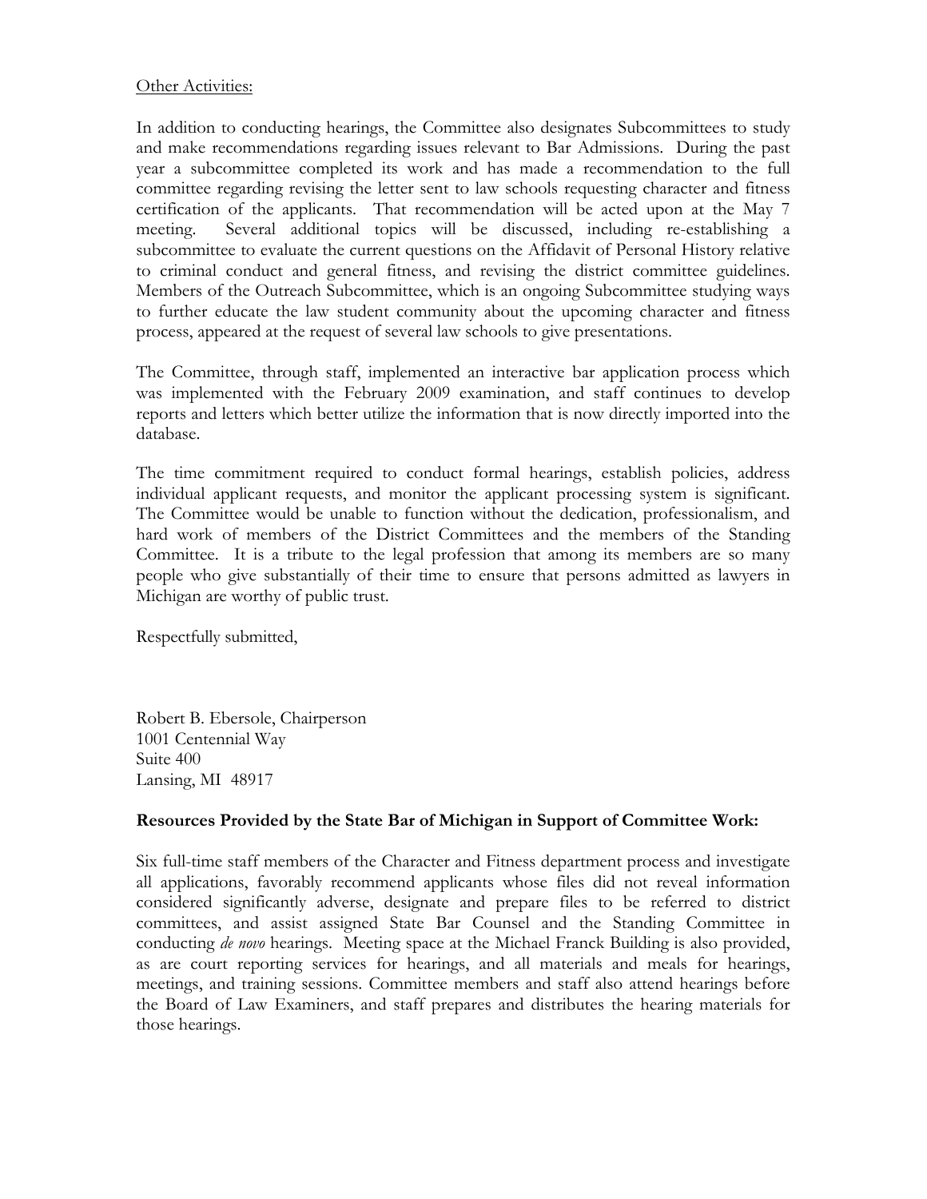<u>Other Activities:</u>

In addition to conducting hearings, the Committee also designates Subcommittees to study and make recommendations regarding issues relevant to Bar Admissions. During the past year a subcommittee completed its work and has made a recommendation to the full committee regarding revising the letter sent to law schools requesting character and fitness certification of the applicants. That recommendation will be acted upon at the May 7 meeting. Several additional topics will be discussed, including re-establishing a subcommittee to evaluate the current questions on the Affidavit of Personal History relative to criminal conduct and general fitness, and revising the district committee guidelines. Members of the Outreach Subcommittee, which is an ongoing Subcommittee studying ways to further educate the law student community about the upcoming character and fitness process, appeared at the request of several law schools to give presentations.

The Committee, through staff, implemented an interactive bar application process which was implemented with the February 2009 examination, and staff continues to develop reports and letters which better utilize the information that is now directly imported into the database.

The time commitment required to conduct formal hearings, establish policies, address individual applicant requests, and monitor the applicant processing system is significant. The Committee would be unable to function without the dedication, professionalism, and hard work of members of the District Committees and the members of the Standing Committee. It is a tribute to the legal profession that among its members are so many people who give substantially of their time to ensure that persons admitted as lawyers in Michigan are worthy of public trust.

Respectfully submitted,

Robert B. Ebersole, Chairperson
1001 Centennial Way
Suite 400
Lansing, MI 48917

**Resources Provided by the State Bar of Michigan in Support of Committee Work:**

Six full-time staff members of the Character and Fitness department process and investigate all applications, favorably recommend applicants whose files did not reveal information considered significantly adverse, designate and prepare files to be referred to district committees, and assist assigned State Bar Counsel and the Standing Committee in conducting *de novo* hearings. Meeting space at the Michael Franck Building is also provided, as are court reporting services for hearings, and all materials and meals for hearings, meetings, and training sessions. Committee members and staff also attend hearings before the Board of Law Examiners, and staff prepares and distributes the hearing materials for those hearings.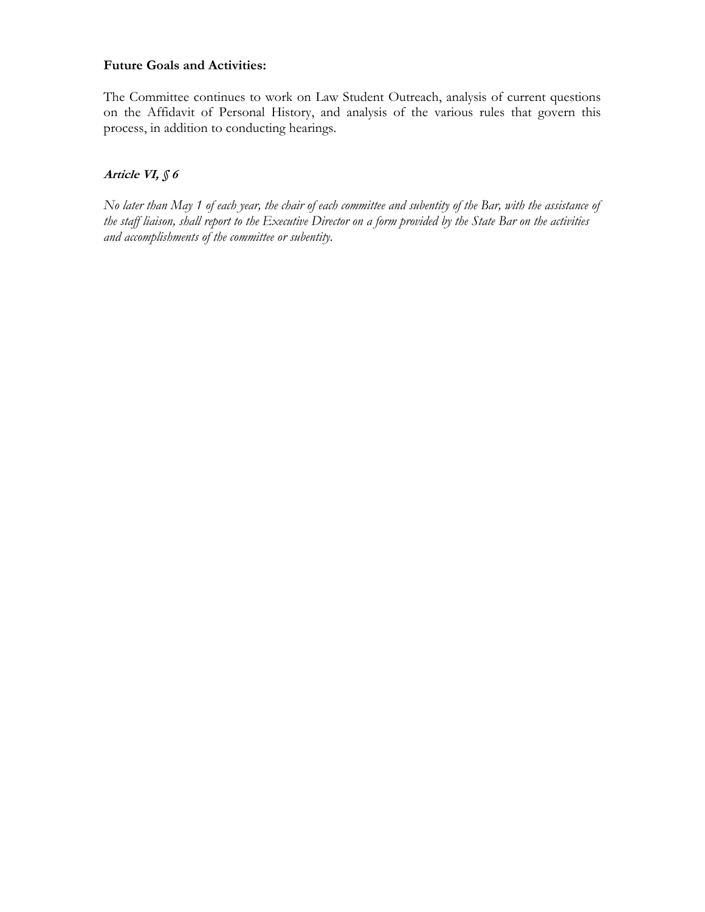**Future Goals and Activities:**

The Committee continues to work on Law Student Outreach, analysis of current questions on the Affidavit of Personal History, and analysis of the various rules that govern this process, in addition to conducting hearings.

***Article VI, § 6***

*No later than May 1 of each year, the chair of each committee and subentity of the Bar, with the assistance of the staff liaison, shall report to the Executive Director on a form provided by the State Bar on the activities and accomplishments of the committee or subentity.*